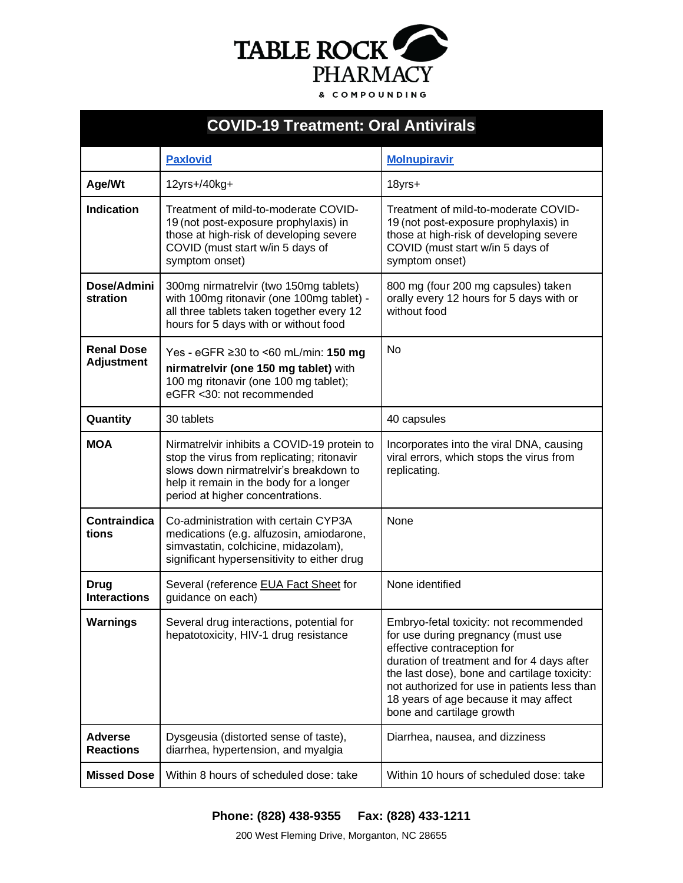# TABLE ROCK PHARMACY & COMPOUNDING

## COVID-19 Treatment: Oral Antivirals

| | Paxlovid | Molnupiravir |
|---|---|---|
| **Age/Wt** | 12yrs+/40kg+ | 18yrs+ |
| **Indication** | Treatment of mild-to-moderate COVID-19 (not post-exposure prophylaxis) in those at high-risk of developing severe COVID (must start w/in 5 days of symptom onset) | Treatment of mild-to-moderate COVID-19 (not post-exposure prophylaxis) in those at high-risk of developing severe COVID (must start w/in 5 days of symptom onset) |
| **Dose/Administration** | 300mg nirmatrelvir (two 150mg tablets) with 100mg ritonavir (one 100mg tablet) - all three tablets taken together every 12 hours for 5 days with or without food | 800 mg (four 200 mg capsules) taken orally every 12 hours for 5 days with or without food |
| **Renal Dose Adjustment** | Yes - eGFR ≥30 to <60 mL/min: **150 mg nirmatrelvir (one 150 mg tablet)** with 100 mg ritonavir (one 100 mg tablet); eGFR <30: not recommended | No |
| **Quantity** | 30 tablets | 40 capsules |
| **MOA** | Nirmatrelvir inhibits a COVID-19 protein to stop the virus from replicating; ritonavir slows down nirmatrelvir's breakdown to help it remain in the body for a longer period at higher concentrations. | Incorporates into the viral DNA, causing viral errors, which stops the virus from replicating. |
| **Contraindications** | Co-administration with certain CYP3A medications (e.g. alfuzosin, amiodarone, simvastatin, colchicine, midazolam), significant hypersensitivity to either drug | None |
| **Drug Interactions** | Several (reference EUA Fact Sheet for guidance on each) | None identified |
| **Warnings** | Several drug interactions, potential for hepatotoxicity, HIV-1 drug resistance | Embryo-fetal toxicity: not recommended for use during pregnancy (must use effective contraception for duration of treatment and for 4 days after the last dose), bone and cartilage toxicity: not authorized for use in patients less than 18 years of age because it may affect bone and cartilage growth |
| **Adverse Reactions** | Dysgeusia (distorted sense of taste), diarrhea, hypertension, and myalgia | Diarrhea, nausea, and dizziness |
| **Missed Dose** | Within 8 hours of scheduled dose: take | Within 10 hours of scheduled dose: take |

**Phone: (828) 438-9355 Fax: (828) 433-1211**

200 West Fleming Drive, Morganton, NC 28655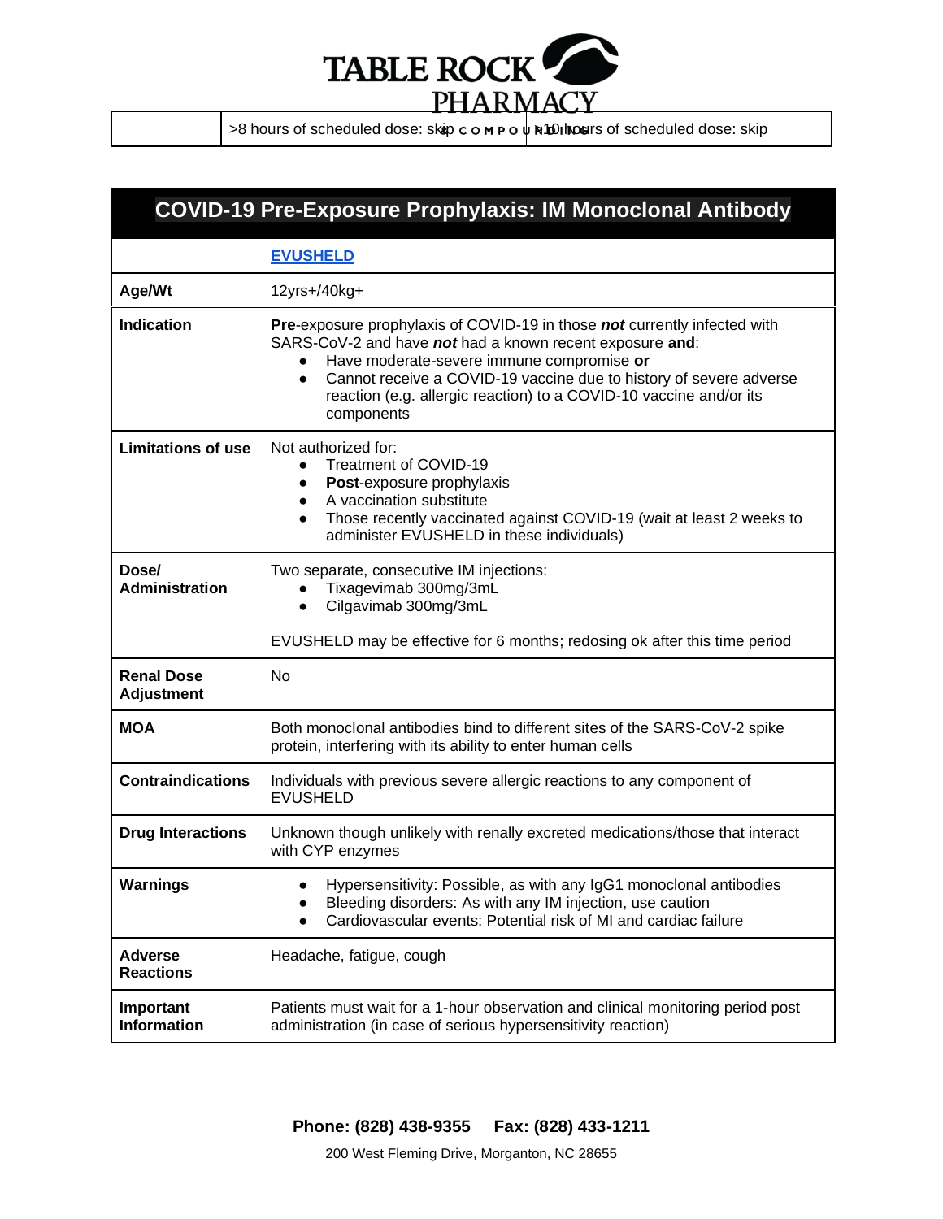| | >8 hours of scheduled dose: skip | >10 hours of scheduled dose: skip |
|---|---|---|

| COVID-19 Pre-Exposure Prophylaxis: IM Monoclonal Antibody | |
|---|---|
| | [EVUSHELD]() |
| **Age/Wt** | 12yrs+/40kg+ |
| **Indication** | **Pre**-exposure prophylaxis of COVID-19 in those ***not*** currently infected with SARS-CoV-2 and have ***not*** had a known recent exposure **and**: <br>• Have moderate-severe immune compromise **or** <br>• Cannot receive a COVID-19 vaccine due to history of severe adverse reaction (e.g. allergic reaction) to a COVID-10 vaccine and/or its components |
| **Limitations of use** | Not authorized for: <br>• Treatment of COVID-19 <br>• **Post**-exposure prophylaxis <br>• A vaccination substitute <br>• Those recently vaccinated against COVID-19 (wait at least 2 weeks to administer EVUSHELD in these individuals) |
| **Dose/ Administration** | Two separate, consecutive IM injections: <br>• Tixagevimab 300mg/3mL <br>• Cilgavimab 300mg/3mL <br><br>EVUSHELD may be effective for 6 months; redosing ok after this time period |
| **Renal Dose Adjustment** | No |
| **MOA** | Both monoclonal antibodies bind to different sites of the SARS-CoV-2 spike protein, interfering with its ability to enter human cells |
| **Contraindications** | Individuals with previous severe allergic reactions to any component of EVUSHELD |
| **Drug Interactions** | Unknown though unlikely with renally excreted medications/those that interact with CYP enzymes |
| **Warnings** | • Hypersensitivity: Possible, as with any IgG1 monoclonal antibodies <br>• Bleeding disorders: As with any IM injection, use caution <br>• Cardiovascular events: Potential risk of MI and cardiac failure |
| **Adverse Reactions** | Headache, fatigue, cough |
| **Important Information** | Patients must wait for a 1-hour observation and clinical monitoring period post administration (in case of serious hypersensitivity reaction) |